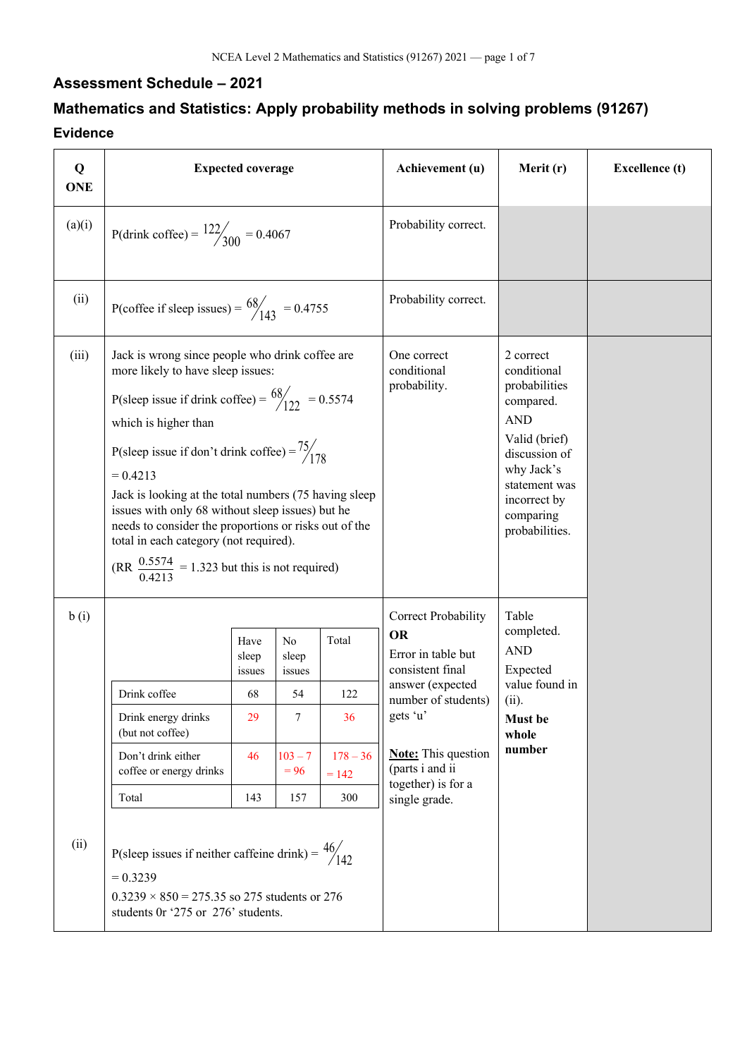## Assessment Schedule – 2021

## Mathematics and Statistics: Apply probability methods in solving problems (91267)

### Evidence

| Q ONE | Expected coverage | Achievement (u) | Merit (r) | Excellence (t) |
|---|---|---|---|---|
| (a)(i) | P(drink coffee) = $^{122}/_{300}$ = 0.4067 | Probability correct. | | |
| (ii) | P(coffee if sleep issues) = $^{68}/_{143}$ = 0.4755 | Probability correct. | | |
| (iii) | Jack is wrong since people who drink coffee are more likely to have sleep issues:<br>P(sleep issue if drink coffee) = $^{68}/_{122}$ = 0.5574<br>which is higher than<br>P(sleep issue if don't drink coffee) = $^{75}/_{178}$<br>= 0.4213<br>Jack is looking at the total numbers (75 having sleep issues with only 68 without sleep issues) but he needs to consider the proportions or risks out of the total in each category (not required).<br>(RR $\frac{0.5574}{0.4213}$ = 1.323 but this is not required) | One correct conditional probability. | 2 correct conditional probabilities compared.<br>AND<br>Valid (brief) discussion of why Jack's statement was incorrect by comparing probabilities. | |
| b (i)<br><br>(ii) | See table below.<br><br>P(sleep issues if neither caffeine drink) = $^{46}/_{142}$<br>= 0.3239<br>0.3239 × 850 = 275.35 so 275 students or 276 students 0r '275 or 276' students. | Correct Probability<br>**OR**<br>Error in table but consistent final answer (expected number of students) gets 'u'<br><br>**Note:** This question (parts i and ii together) is for a single grade. | Table completed.<br>AND<br>Expected value found in (ii).<br>**Must be whole number** | |

Table for b (i):

| | Have sleep issues | No sleep issues | Total |
|---|---|---|---|
| Drink coffee | 68 | 54 | 122 |
| Drink energy drinks (but not coffee) | 29 | 7 | 36 |
| Don't drink either coffee or energy drinks | 46 | 103 – 7 = 96 | 178 – 36 = 142 |
| Total | 143 | 157 | 300 |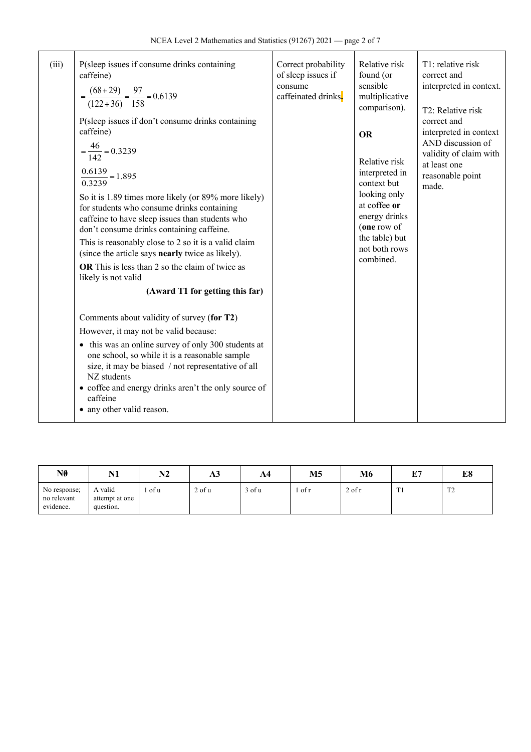| | | | | |
|---|---|---|---|---|
| (iii) | P(sleep issues if consume drinks containing caffeine)<br>$= \frac{(68+29)}{(122+36)} = \frac{97}{158} = 0.6139$<br>P(sleep issues if don't consume drinks containing caffeine)<br>$= \frac{46}{142} = 0.3239$<br>$\frac{0.6139}{0.3239} = 1.895$<br>So it is 1.89 times more likely (or 89% more likely) for students who consume drinks containing caffeine to have sleep issues than students who don't consume drinks containing caffeine.<br>This is reasonably close to 2 so it is a valid claim (since the article says **nearly** twice as likely).<br>**OR** This is less than 2 so the claim of twice as likely is not valid<br>**(Award T1 for getting this far)**<br><br>Comments about validity of survey (**for T2**)<br>However, it may not be valid because:<br>• this was an online survey of only 300 students at one school, so while it is a reasonable sample size, it may be biased / not representative of all NZ students<br>• coffee and energy drinks aren't the only source of caffeine<br>• any other valid reason. | Correct probability of sleep issues if consume caffeinated drinks. | Relative risk found (or sensible multiplicative comparison).<br><br>**OR**<br><br>Relative risk interpreted in context but looking only at coffee **or** energy drinks (**one** row of the table) but not both rows combined. | T1: relative risk correct and interpreted in context.<br><br>T2: Relative risk correct and interpreted in context AND discussion of validity of claim with at least one reasonable point made. |

| N0 | N1 | N2 | A3 | A4 | M5 | M6 | E7 | E8 |
|---|---|---|---|---|---|---|---|---|
| No response; no relevant evidence. | A valid attempt at one question. | 1 of u | 2 of u | 3 of u | 1 of r | 2 of r | T1 | T2 |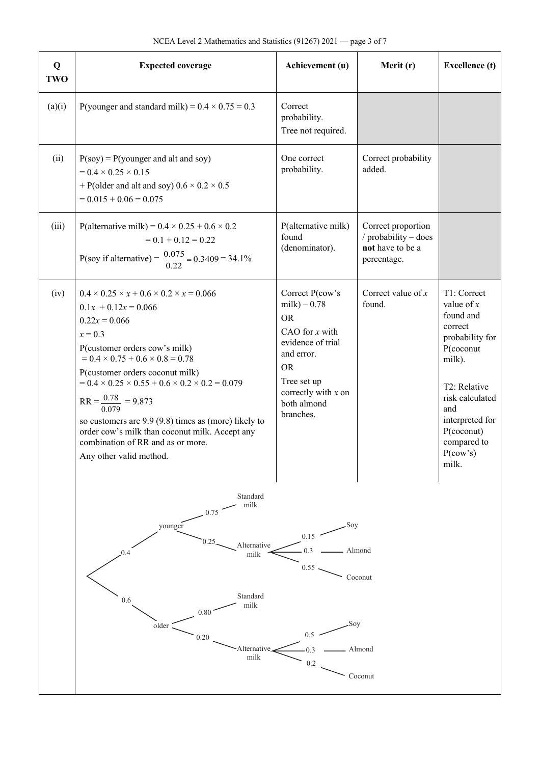| Q TWO | Expected coverage | Achievement (u) | Merit (r) | Excellence (t) |
|---|---|---|---|---|
| (a)(i) | P(younger and standard milk) = $0.4 \times 0.75 = 0.3$ | Correct probability. Tree not required. | | |
| (ii) | P(soy) = P(younger and alt and soy) $= 0.4 \times 0.25 \times 0.15$ + P(older and alt and soy) $0.6 \times 0.2 \times 0.5$ $= 0.015 + 0.06 = 0.075$ | One correct probability. | Correct probability added. | |
| (iii) | P(alternative milk) $= 0.4 \times 0.25 + 0.6 \times 0.2$ $= 0.1 + 0.12 = 0.22$ P(soy if alternative) = $\frac{0.075}{0.22} = 0.3409 = 34.1\%$ | P(alternative milk) found (denominator). | Correct proportion / probability – does **not** have to be a percentage. | |
| (iv) | $0.4 \times 0.25 \times x + 0.6 \times 0.2 \times x = 0.066$ <br> $0.1x + 0.12x = 0.066$ <br> $0.22x = 0.066$ <br> $x = 0.3$ <br> P(customer orders cow's milk) $= 0.4 \times 0.75 + 0.6 \times 0.8 = 0.78$ <br> P(customer orders coconut milk) $= 0.4 \times 0.25 \times 0.55 + 0.6 \times 0.2 \times 0.2 = 0.079$ <br> $\text{RR} = \frac{0.78}{0.079} = 9.873$ <br> so customers are 9.9 (9.8) times as (more) likely to order cow's milk than coconut milk. Accept any combination of RR and as or more. <br> Any other valid method. | Correct P(cow's milk) – 0.78 <br> OR <br> CAO for $x$ with evidence of trial and error. <br> OR <br> Tree set up correctly with $x$ on both almond branches. | Correct value of $x$ found. | T1: Correct value of $x$ found and correct probability for P(coconut milk). <br><br> T2: Relative risk calculated and interpreted for P(coconut) compared to P(cow's) milk. |

Tree diagram:

- younger (0.4)
  - Standard milk (0.75)
  - Alternative milk (0.25)
    - Soy (0.15)
    - Almond (0.3)
    - Coconut (0.55)
- older (0.6)
  - Standard milk (0.80)
  - Alternative milk (0.20)
    - Soy (0.5)
    - Almond (0.3)
    - Coconut (0.2)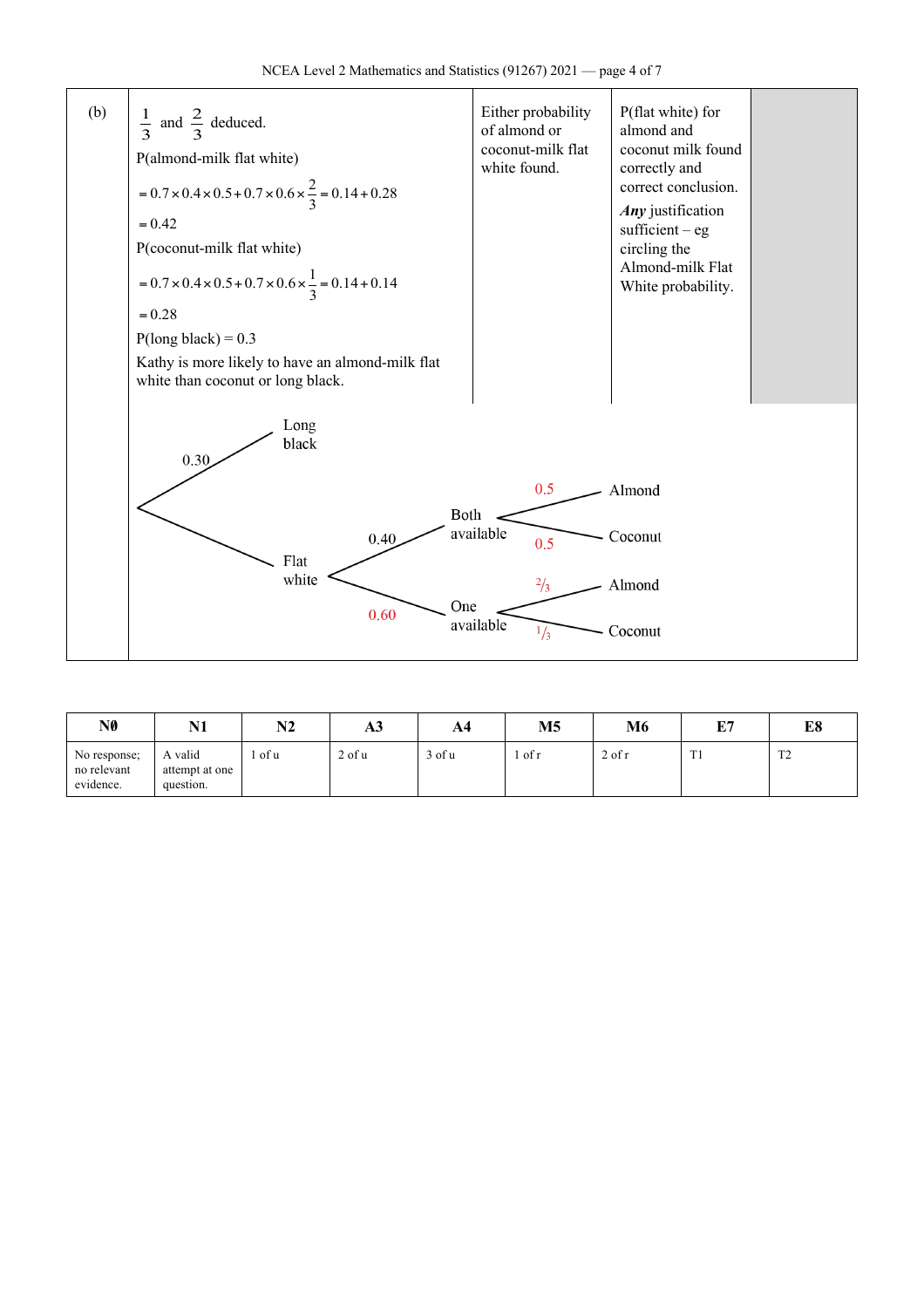| (b) | $\frac{1}{3}$ and $\frac{2}{3}$ deduced.<br>P(almond-milk flat white)<br>$= 0.7 \times 0.4 \times 0.5 + 0.7 \times 0.6 \times \frac{2}{3} = 0.14 + 0.28$<br>$= 0.42$<br>P(coconut-milk flat white)<br>$= 0.7 \times 0.4 \times 0.5 + 0.7 \times 0.6 \times \frac{1}{3} = 0.14 + 0.14$<br>$= 0.28$<br>P(long black) = 0.3<br>Kathy is more likely to have an almond-milk flat white than coconut or long black. | Either probability of almond or coconut-milk flat white found. | P(flat white) for almond and coconut milk found correctly and correct conclusion.<br>***Any*** justification sufficient – eg circling the Almond-milk Flat White probability. | |
|---|---|---|---|---|

Tree diagram:

- Long black: 0.30
- Flat white
  - Both available: 0.40
    - Almond: 0.5
    - Coconut: 0.5
  - One available: 0.60
    - Almond: $\frac{2}{3}$
    - Coconut: $\frac{1}{3}$

| N0 | N1 | N2 | A3 | A4 | M5 | M6 | E7 | E8 |
|---|---|---|---|---|---|---|---|---|
| No response; no relevant evidence. | A valid attempt at one question. | 1 of u | 2 of u | 3 of u | 1 of r | 2 of r | T1 | T2 |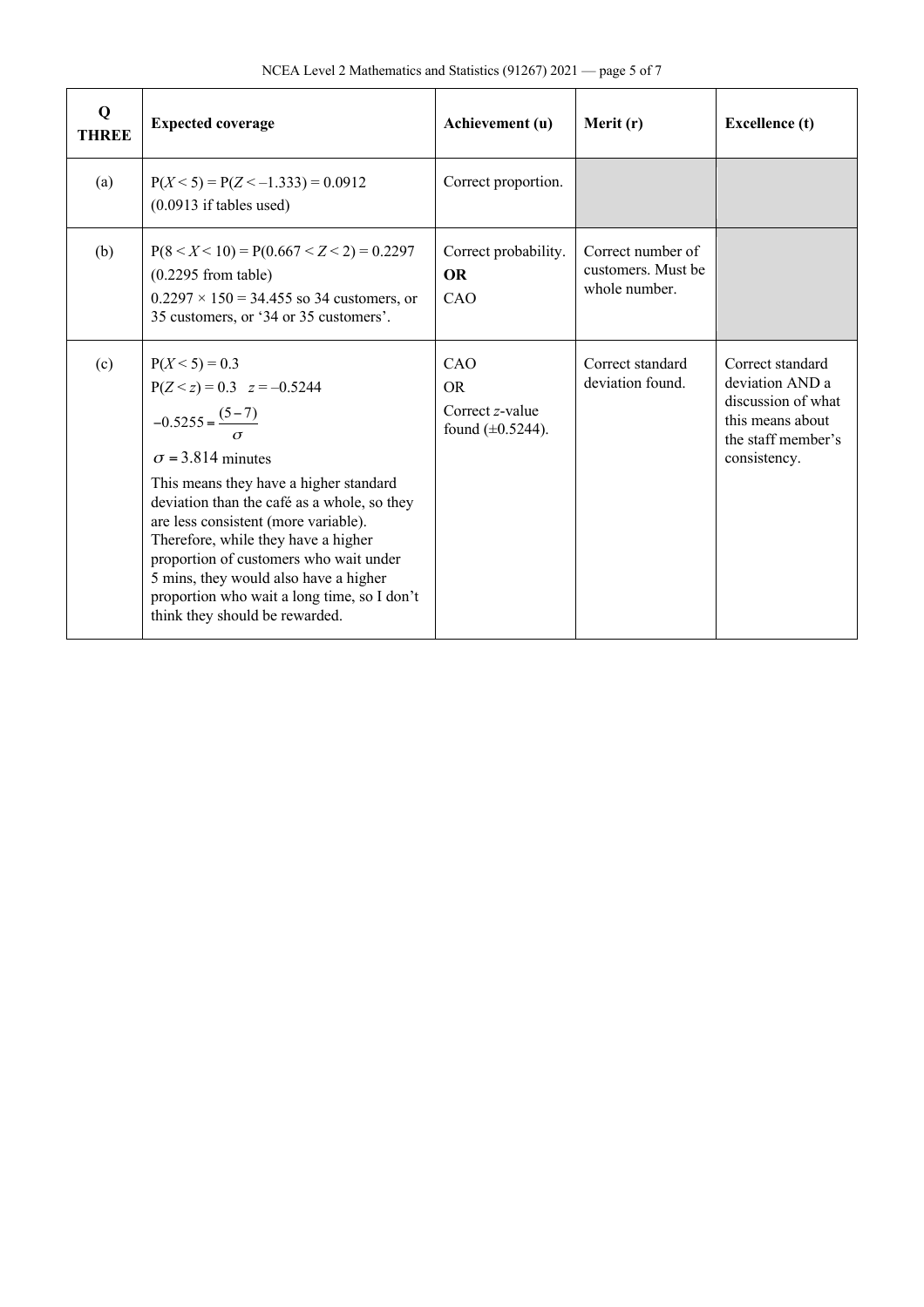| Q THREE | Expected coverage | Achievement (u) | Merit (r) | Excellence (t) |
|---|---|---|---|---|
| (a) | $P(X < 5) = P(Z < -1.333) = 0.0912$<br>(0.0913 if tables used) | Correct proportion. | | |
| (b) | $P(8 < X < 10) = P(0.667 < Z < 2) = 0.2297$<br>(0.2295 from table)<br>$0.2297 \times 150 = 34.455$ so 34 customers, or 35 customers, or '34 or 35 customers'. | Correct probability.<br>**OR**<br>CAO | Correct number of customers. Must be whole number. | |
| (c) | $P(X < 5) = 0.3$<br>$P(Z < z) = 0.3 \quad z = -0.5244$<br>$-0.5255 = \dfrac{(5-7)}{\sigma}$<br>$\sigma = 3.814$ minutes<br>This means they have a higher standard deviation than the café as a whole, so they are less consistent (more variable). Therefore, while they have a higher proportion of customers who wait under 5 mins, they would also have a higher proportion who wait a long time, so I don't think they should be rewarded. | CAO<br>OR<br>Correct $z$-value found ($\pm 0.5244$). | Correct standard deviation found. | Correct standard deviation AND a discussion of what this means about the staff member's consistency. |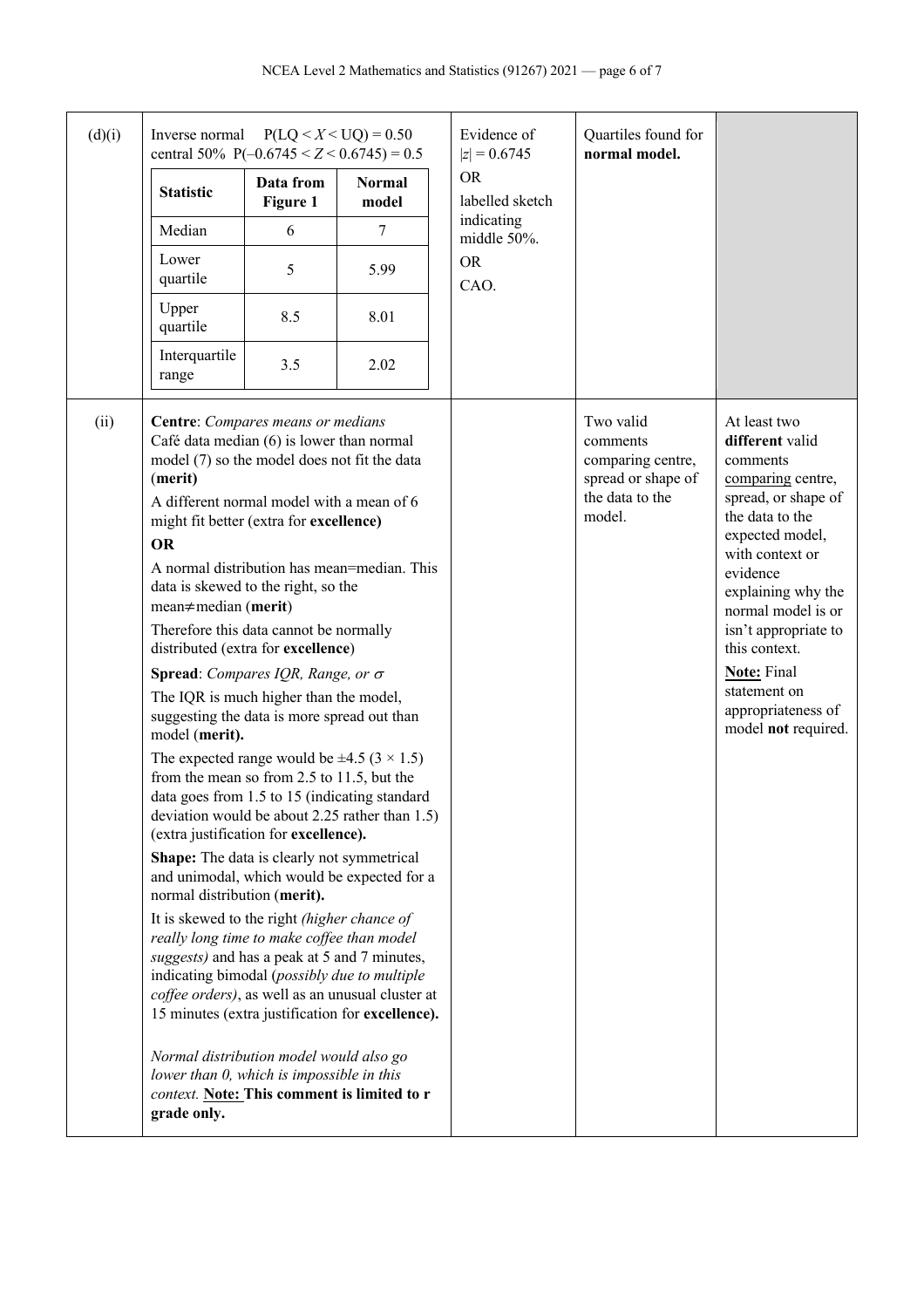| Question | Evidence | Achievement | Merit | Excellence |
|---|---|---|---|---|
| (d)(i) | Inverse normal $P(LQ < X < UQ) = 0.50$<br>central 50% $P(-0.6745 < Z < 0.6745) = 0.5$<br><br>**Statistic** / **Data from Figure 1** / **Normal model**<br>Median: 6 / 7<br>Lower quartile: 5 / 5.99<br>Upper quartile: 8.5 / 8.01<br>Interquartile range: 3.5 / 2.02 | Evidence of $\|z\| = 0.6745$<br>OR<br>labelled sketch indicating middle 50%.<br>OR<br>CAO. | Quartiles found for **normal model.** | |
| (ii) | **Centre**: *Compares means or medians*<br>Café data median (6) is lower than normal model (7) so the model does not fit the data (**merit**)<br>A different normal model with a mean of 6 might fit better (extra for **excellence)**<br>**OR**<br>A normal distribution has mean=median. This data is skewed to the right, so the mean≠median (**merit**)<br>Therefore this data cannot be normally distributed (extra for **excellence**)<br>**Spread**: *Compares IQR, Range, or $\sigma$*<br>The IQR is much higher than the model, suggesting the data is more spread out than model (**merit).**<br>The expected range would be $\pm 4.5$ $(3 \times 1.5)$ from the mean so from 2.5 to 11.5, but the data goes from 1.5 to 15 (indicating standard deviation would be about 2.25 rather than 1.5) (extra justification for **excellence).**<br>**Shape:** The data is clearly not symmetrical and unimodal, which would be expected for a normal distribution (**merit).**<br>It is skewed to the right *(higher chance of really long time to make coffee than model suggests)* and has a peak at 5 and 7 minutes, indicating bimodal (*possibly due to multiple coffee orders)*, as well as an unusual cluster at 15 minutes (extra justification for **excellence).**<br><br>*Normal distribution model would also go lower than 0, which is impossible in this context.* **Note: This comment is limited to r grade only.** | | Two valid comments comparing centre, spread or shape of the data to the model. | At least two **different** valid comments comparing centre, spread, or shape of the expected model, with context or evidence explaining why the normal model is or isn't appropriate to this context.<br>**Note:** Final statement on appropriateness of model **not** required. |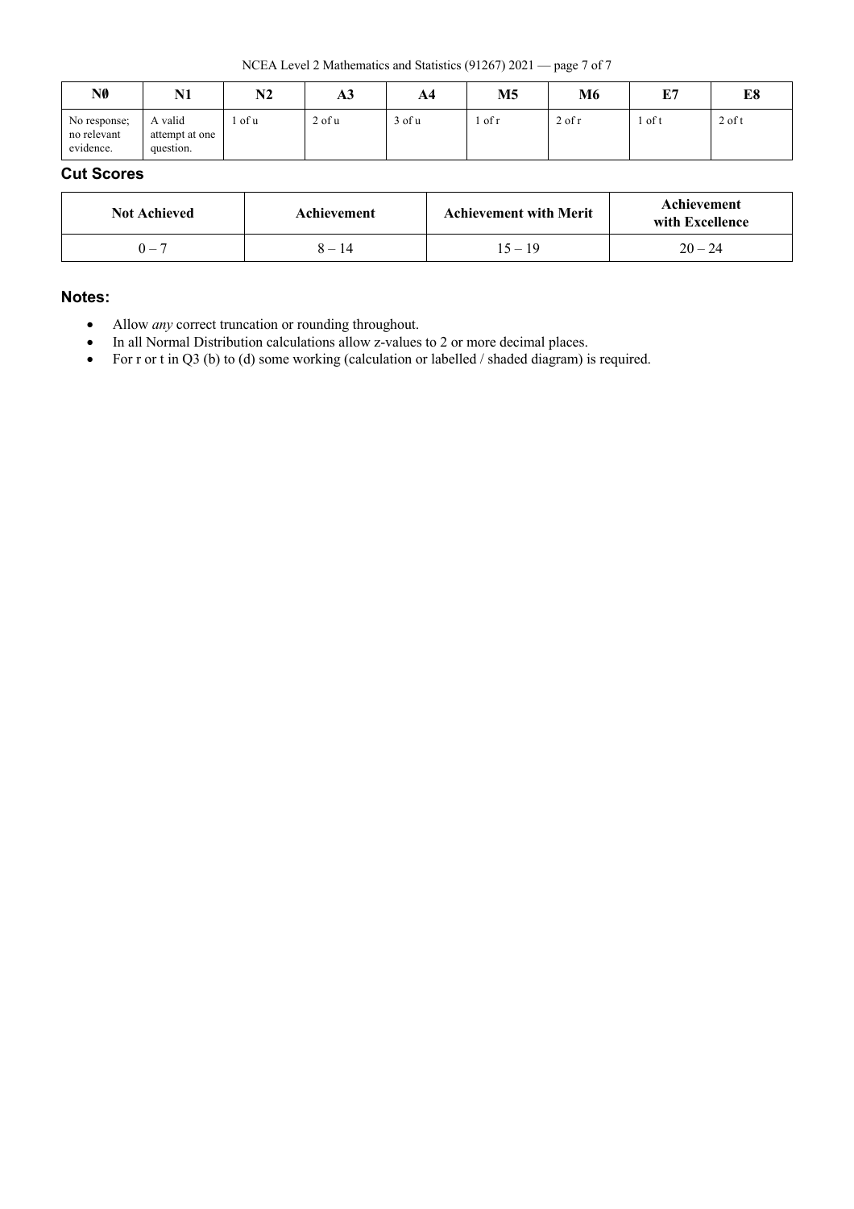| N0 | N1 | N2 | A3 | A4 | M5 | M6 | E7 | E8 |
|---|---|---|---|---|---|---|---|---|
| No response; no relevant evidence. | A valid attempt at one question. | 1 of u | 2 of u | 3 of u | 1 of r | 2 of r | 1 of t | 2 of t |

### Cut Scores

| Not Achieved | Achievement | Achievement with Merit | Achievement with Excellence |
|---|---|---|---|
| 0 – 7 | 8 – 14 | 15 – 19 | 20 – 24 |

### Notes:

- Allow *any* correct truncation or rounding throughout.
- In all Normal Distribution calculations allow z-values to 2 or more decimal places.
- For r or t in Q3 (b) to (d) some working (calculation or labelled / shaded diagram) is required.